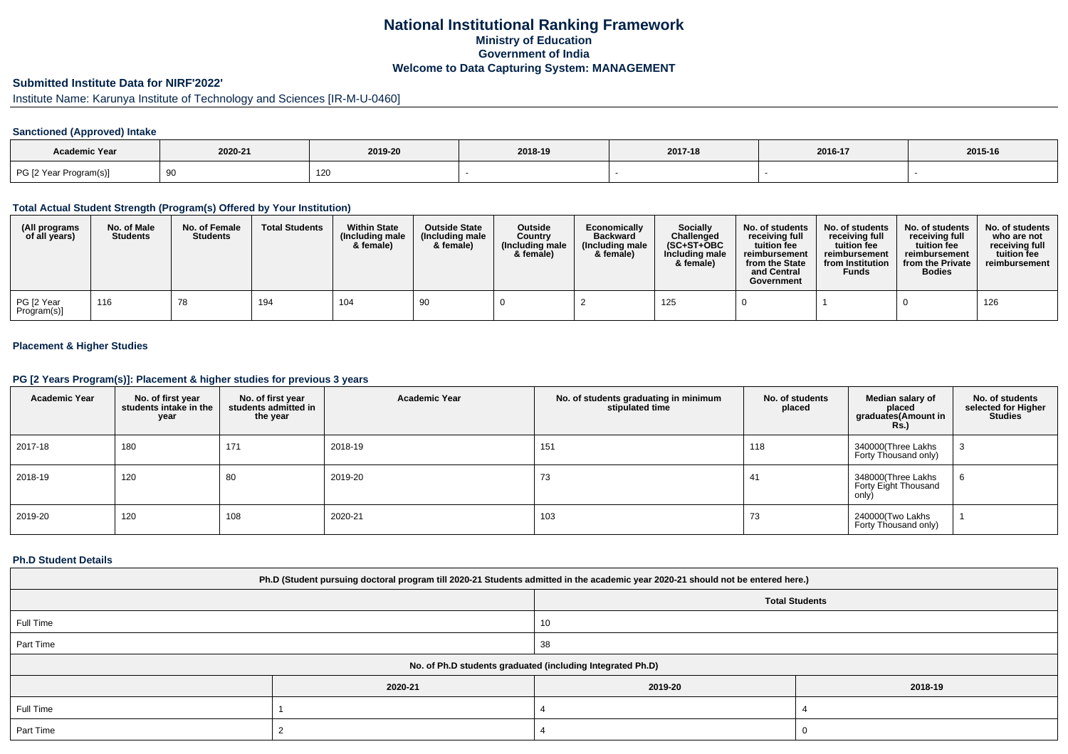# National Institutional Ranking Framework

## Ministry of Education

## Government of India

## Welcome to Data Capturing System: MANAGEMENT

### Submitted Institute Data for NIRF'2022'

Institute Name: Karunya Institute of Technology and Sciences [IR-M-U-0460]

#### Sanctioned (Approved) Intake

| Academic Year | 2020-21 | 2019-20 | 2018-19 | 2017-18 | 2016-17 | 2015-16 |
|---|---|---|---|---|---|---|
| PG [2 Year Program(s)] | 90 | 120 | - | - | - | - |

#### Total Actual Student Strength (Program(s) Offered by Your Institution)

| (All programs of all years) | No. of Male Students | No. of Female Students | Total Students | Within State (Including male & female) | Outside State (Including male & female) | Outside Country (Including male & female) | Economically Backward (Including male & female) | Socially Challenged (SC+ST+OBC Including male & female) | No. of students receiving full tuition fee reimbursement from the State and Central Government | No. of students receiving full tuition fee reimbursement from Institution Funds | No. of students receiving full tuition fee reimbursement from the Private Bodies | No. of students who are not receiving full tuition fee reimbursement |
|---|---|---|---|---|---|---|---|---|---|---|---|---|
| PG [2 Year Program(s)] | 116 | 78 | 194 | 104 | 90 | 0 | 2 | 125 | 0 | 1 | 0 | 126 |

#### Placement & Higher Studies

#### PG [2 Years Program(s)]: Placement & higher studies for previous 3 years

| Academic Year | No. of first year students intake in the year | No. of first year students admitted in the year | Academic Year | No. of students graduating in minimum stipulated time | No. of students placed | Median salary of placed graduates(Amount in Rs.) | No. of students selected for Higher Studies |
|---|---|---|---|---|---|---|---|
| 2017-18 | 180 | 171 | 2018-19 | 151 | 118 | 340000(Three Lakhs Forty Thousand only) | 3 |
| 2018-19 | 120 | 80 | 2019-20 | 73 | 41 | 348000(Three Lakhs Forty Eight Thousand only) | 6 |
| 2019-20 | 120 | 108 | 2020-21 | 103 | 73 | 240000(Two Lakhs Forty Thousand only) | 1 |

#### Ph.D Student Details

| Ph.D (Student pursuing doctoral program till 2020-21 Students admitted in the academic year 2020-21 should not be entered here.) | |
|---|---|
| | Total Students |
| Full Time | 10 |
| Part Time | 38 |

| No. of Ph.D students graduated (including Integrated Ph.D) | | | |
|---|---|---|---|
| | 2020-21 | 2019-20 | 2018-19 |
| Full Time | 1 | 4 | 4 |
| Part Time | 2 | 4 | 0 |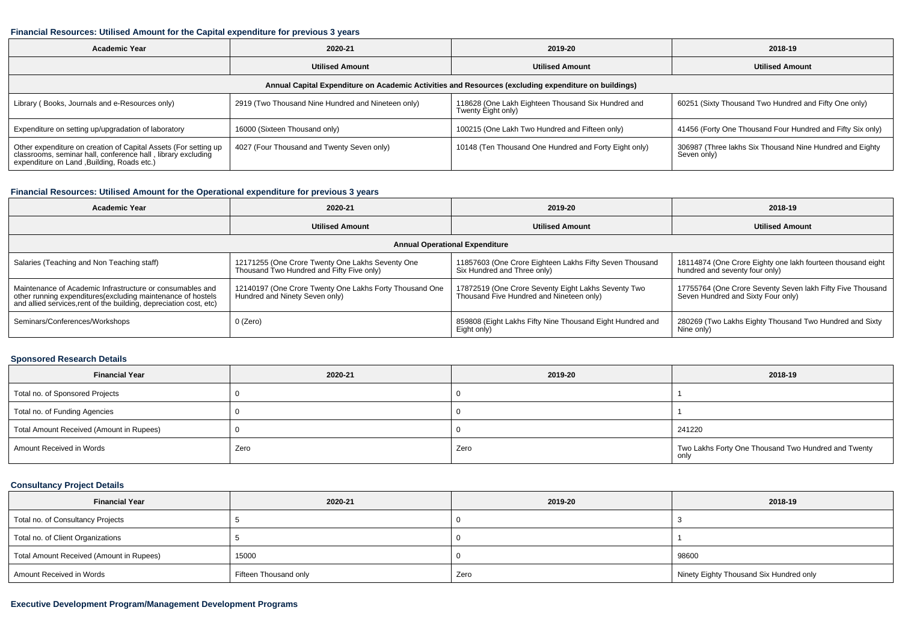### Financial Resources: Utilised Amount for the Capital expenditure for previous 3 years

| Academic Year | 2020-21 | 2019-20 | 2018-19 |
|---|---|---|---|
| | Utilised Amount | Utilised Amount | Utilised Amount |
| Annual Capital Expenditure on Academic Activities and Resources (excluding expenditure on buildings) | | | |
| Library ( Books, Journals and e-Resources only) | 2919 (Two Thousand Nine Hundred and Nineteen only) | 118628 (One Lakh Eighteen Thousand Six Hundred and Twenty Eight only) | 60251 (Sixty Thousand Two Hundred and Fifty One only) |
| Expenditure on setting up/upgradation of laboratory | 16000 (Sixteen Thousand only) | 100215 (One Lakh Two Hundred and Fifteen only) | 41456 (Forty One Thousand Four Hundred and Fifty Six only) |
| Other expenditure on creation of Capital Assets (For setting up classrooms, seminar hall, conference hall , library excluding expenditure on Land ,Building, Roads etc.) | 4027 (Four Thousand and Twenty Seven only) | 10148 (Ten Thousand One Hundred and Forty Eight only) | 306987 (Three lakhs Six Thousand Nine Hundred and Eighty Seven only) |

### Financial Resources: Utilised Amount for the Operational expenditure for previous 3 years

| Academic Year | 2020-21 | 2019-20 | 2018-19 |
|---|---|---|---|
| | Utilised Amount | Utilised Amount | Utilised Amount |
| Annual Operational Expenditure | | | |
| Salaries (Teaching and Non Teaching staff) | 12171255 (One Crore Twenty One Lakhs Seventy One Thousand Two Hundred and Fifty Five only) | 11857603 (One Crore Eighteen Lakhs Fifty Seven Thousand Six Hundred and Three only) | 18114874 (One Crore Eighty one lakh fourteen thousand eight hundred and seventy four only) |
| Maintenance of Academic Infrastructure or consumables and other running expenditures(excluding maintenance of hostels and allied services,rent of the building, depreciation cost, etc) | 12140197 (One Crore Twenty One Lakhs Forty Thousand One Hundred and Ninety Seven only) | 17872519 (One Crore Seventy Eight Lakhs Seventy Two Thousand Five Hundred and Nineteen only) | 17755764 (One Crore Seventy Seven lakh Fifty Five Thousand Seven Hundred and Sixty Four only) |
| Seminars/Conferences/Workshops | 0 (Zero) | 859808 (Eight Lakhs Fifty Nine Thousand Eight Hundred and Eight only) | 280269 (Two Lakhs Eighty Thousand Two Hundred and Sixty Nine only) |

### Sponsored Research Details

| Financial Year | 2020-21 | 2019-20 | 2018-19 |
|---|---|---|---|
| Total no. of Sponsored Projects | 0 | 0 | 1 |
| Total no. of Funding Agencies | 0 | 0 | 1 |
| Total Amount Received (Amount in Rupees) | 0 | 0 | 241220 |
| Amount Received in Words | Zero | Zero | Two Lakhs Forty One Thousand Two Hundred and Twenty only |

### Consultancy Project Details

| Financial Year | 2020-21 | 2019-20 | 2018-19 |
|---|---|---|---|
| Total no. of Consultancy Projects | 5 | 0 | 3 |
| Total no. of Client Organizations | 5 | 0 | 1 |
| Total Amount Received (Amount in Rupees) | 15000 | 0 | 98600 |
| Amount Received in Words | Fifteen Thousand only | Zero | Ninety Eighty Thousand Six Hundred only |

### Executive Development Program/Management Development Programs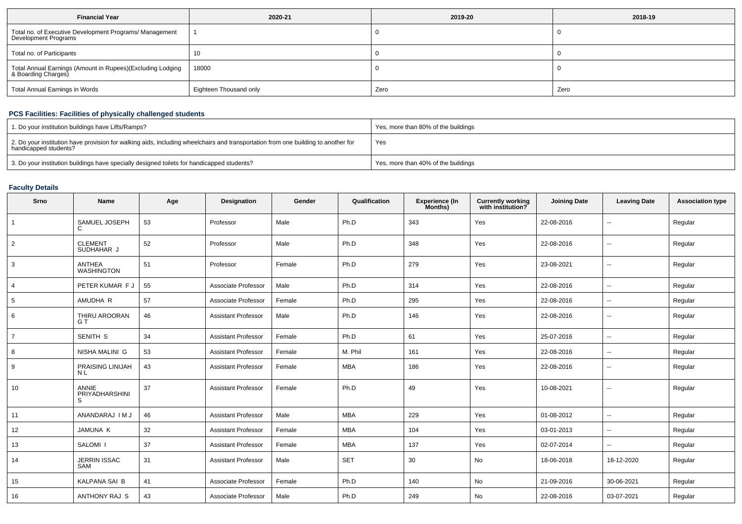| Financial Year | 2020-21 | 2019-20 | 2018-19 |
| --- | --- | --- | --- |
| Total no. of Executive Development Programs/ Management Development Programs | 1 | 0 | 0 |
| Total no. of Participants | 10 | 0 | 0 |
| Total Annual Earnings (Amount in Rupees)(Excluding Lodging & Boarding Charges) | 18000 | 0 | 0 |
| Total Annual Earnings in Words | Eighteen Thousand only | Zero | Zero |

### PCS Facilities: Facilities of physically challenged students

| | |
| --- | --- |
| 1. Do your institution buildings have Lifts/Ramps? | Yes, more than 80% of the buildings |
| 2. Do your institution have provision for walking aids, including wheelchairs and transportation from one building to another for handicapped students? | Yes |
| 3. Do your institution buildings have specially designed toilets for handicapped students? | Yes, more than 40% of the buildings |

### Faculty Details

| Srno | Name | Age | Designation | Gender | Qualification | Experience (In Months) | Currently working with institution? | Joining Date | Leaving Date | Association type |
| --- | --- | --- | --- | --- | --- | --- | --- | --- | --- | --- |
| 1 | SAMUEL JOSEPH C | 53 | Professor | Male | Ph.D | 343 | Yes | 22-08-2016 | -- | Regular |
| 2 | CLEMENT SUDHAHAR J | 52 | Professor | Male | Ph.D | 348 | Yes | 22-08-2016 | -- | Regular |
| 3 | ANTHEA WASHINGTON | 51 | Professor | Female | Ph.D | 279 | Yes | 23-08-2021 | -- | Regular |
| 4 | PETER KUMAR F J | 55 | Associate Professor | Male | Ph.D | 314 | Yes | 22-08-2016 | -- | Regular |
| 5 | AMUDHA R | 57 | Associate Professor | Female | Ph.D | 295 | Yes | 22-08-2016 | -- | Regular |
| 6 | THIRU AROORAN G T | 46 | Assistant Professor | Male | Ph.D | 146 | Yes | 22-08-2016 | -- | Regular |
| 7 | SENITH S | 34 | Assistant Professor | Female | Ph.D | 61 | Yes | 25-07-2016 | -- | Regular |
| 8 | NISHA MALINI G | 53 | Assistant Professor | Female | M. Phil | 161 | Yes | 22-08-2016 | -- | Regular |
| 9 | PRAISING LINIJAH N L | 43 | Assistant Professor | Female | MBA | 186 | Yes | 22-08-2016 | -- | Regular |
| 10 | ANNIE PRIYADHARSHINI S | 37 | Assistant Professor | Female | Ph.D | 49 | Yes | 10-08-2021 | -- | Regular |
| 11 | ANANDARAJ I M J | 46 | Assistant Professor | Male | MBA | 229 | Yes | 01-08-2012 | -- | Regular |
| 12 | JAMUNA K | 32 | Assistant Professor | Female | MBA | 104 | Yes | 03-01-2013 | -- | Regular |
| 13 | SALOMI I | 37 | Assistant Professor | Female | MBA | 137 | Yes | 02-07-2014 | -- | Regular |
| 14 | JERRIN ISSAC SAM | 31 | Assistant Professor | Male | SET | 30 | No | 18-06-2018 | 18-12-2020 | Regular |
| 15 | KALPANA SAI B | 41 | Associate Professor | Female | Ph.D | 140 | No | 21-09-2016 | 30-06-2021 | Regular |
| 16 | ANTHONY RAJ S | 43 | Associate Professor | Male | Ph.D | 249 | No | 22-08-2016 | 03-07-2021 | Regular |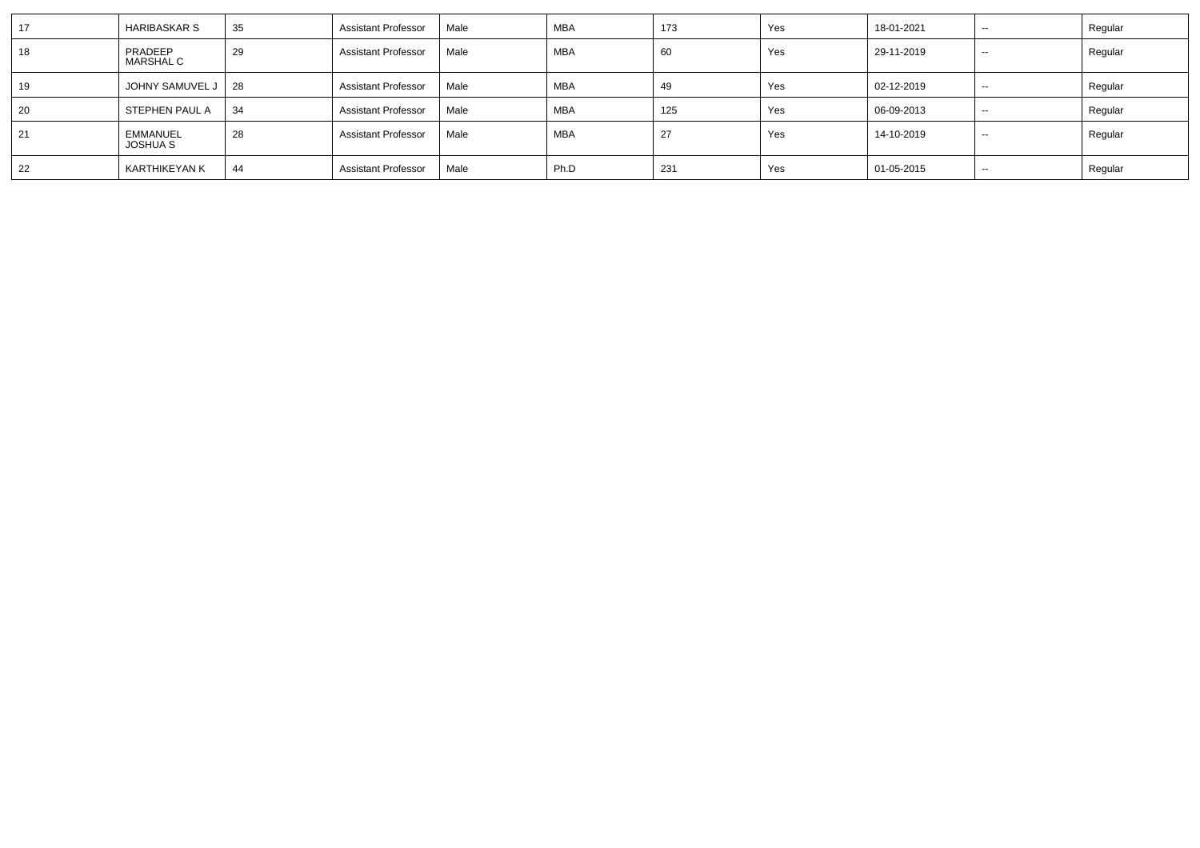| | | | | | | | | | | |
|---|---|---|---|---|---|---|---|---|---|---|
| 17 | HARIBASKAR S | 35 | Assistant Professor | Male | MBA | 173 | Yes | 18-01-2021 | -- | Regular |
| 18 | PRADEEP MARSHAL C | 29 | Assistant Professor | Male | MBA | 60 | Yes | 29-11-2019 | -- | Regular |
| 19 | JOHNY SAMUVEL J | 28 | Assistant Professor | Male | MBA | 49 | Yes | 02-12-2019 | -- | Regular |
| 20 | STEPHEN PAUL A | 34 | Assistant Professor | Male | MBA | 125 | Yes | 06-09-2013 | -- | Regular |
| 21 | EMMANUEL JOSHUA S | 28 | Assistant Professor | Male | MBA | 27 | Yes | 14-10-2019 | -- | Regular |
| 22 | KARTHIKEYAN K | 44 | Assistant Professor | Male | Ph.D | 231 | Yes | 01-05-2015 | -- | Regular |